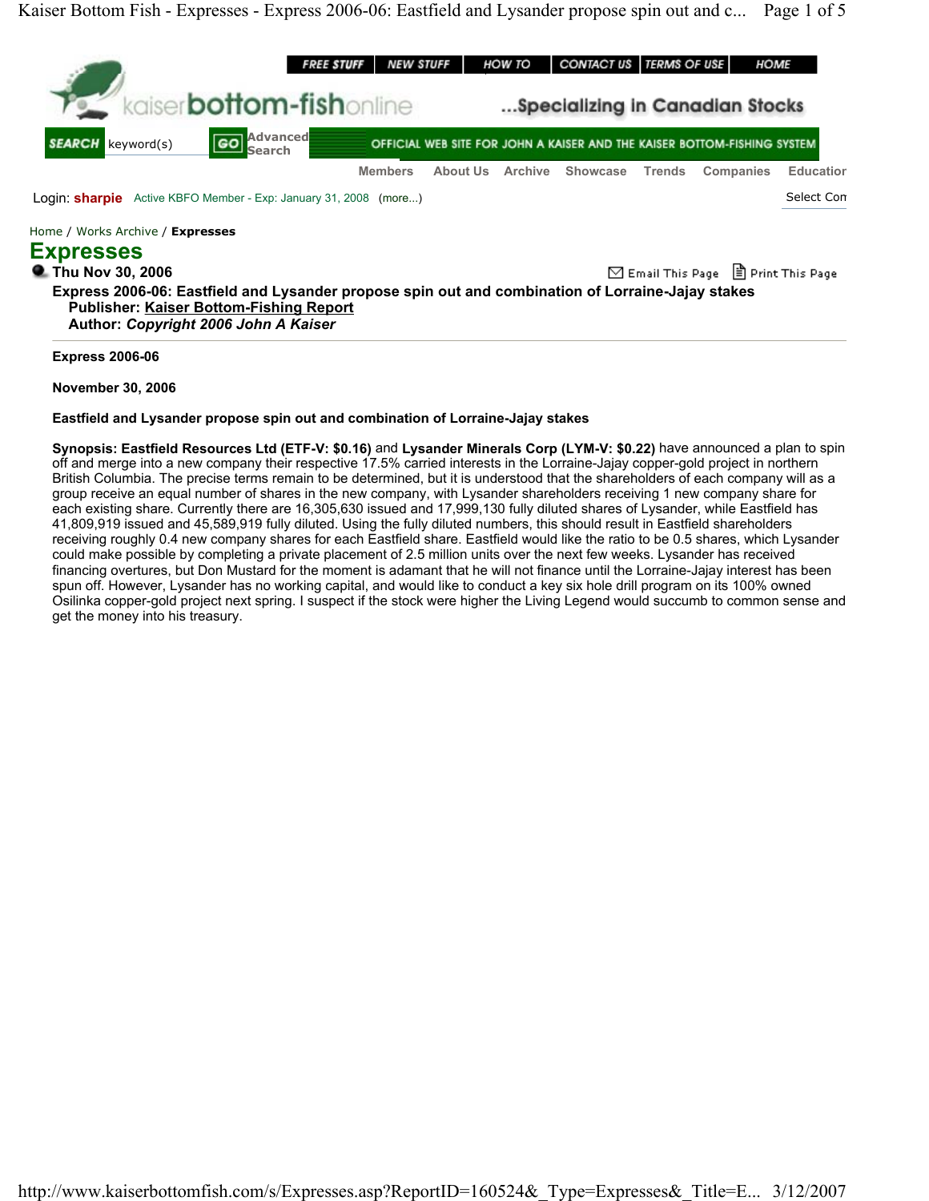Home / Works Archive / **Expresses**

# Expresses

**Thu Nov 30, 2006**

**Express 2006-06: Eastfield and Lysander propose spin out and combination of Lorraine-Jajay stakes**
**Publisher: Kaiser Bottom-Fishing Report**
**Author: *Copyright 2006 John A Kaiser***

---

**Express 2006-06**

**November 30, 2006**

**Eastfield and Lysander propose spin out and combination of Lorraine-Jajay stakes**

**Synopsis: Eastfield Resources Ltd (ETF-V: $0.16)** and **Lysander Minerals Corp (LYM-V: $0.22)** have announced a plan to spin off and merge into a new company their respective 17.5% carried interests in the Lorraine-Jajay copper-gold project in northern British Columbia. The precise terms remain to be determined, but it is understood that the shareholders of each company will as a group receive an equal number of shares in the new company, with Lysander shareholders receiving 1 new company share for each existing share. Currently there are 16,305,630 issued and 17,999,130 fully diluted shares of Lysander, while Eastfield has 41,809,919 issued and 45,589,919 fully diluted. Using the fully diluted numbers, this should result in Eastfield shareholders receiving roughly 0.4 new company shares for each Eastfield share. Eastfield would like the ratio to be 0.5 shares, which Lysander could make possible by completing a private placement of 2.5 million units over the next few weeks. Lysander has received financing overtures, but Don Mustard for the moment is adamant that he will not finance until the Lorraine-Jajay interest has been spun off. However, Lysander has no working capital, and would like to conduct a key six hole drill program on its 100% owned Osilinka copper-gold project next spring. I suspect if the stock were higher the Living Legend would succumb to common sense and get the money into his treasury.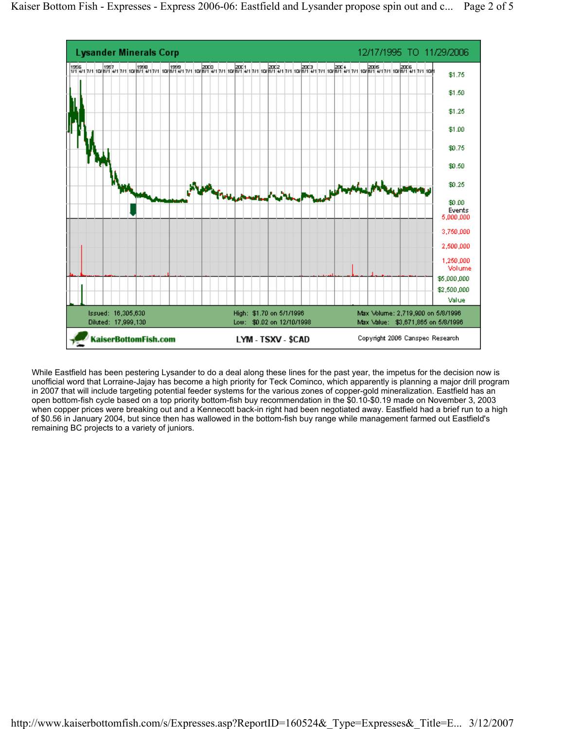**Lysander Minerals Corp** 12/17/1995 TO 11/29/2006

| Issued: 16,305,630 | High: $1.70 on 5/1/1996 | Max Volume: 2,719,900 on 5/8/1996 |
| --- | --- | --- |
| Diluted: 17,999,130 | Low: $0.02 on 12/10/1998 | Max Value: $3,671,865 on 5/8/1996 |

KaiserBottomFish.com — LYM - TSXV - $CAD — Copyright 2006 Canspec Research

While Eastfield has been pestering Lysander to do a deal along these lines for the past year, the impetus for the decision now is unofficial word that Lorraine-Jajay has become a high priority for Teck Cominco, which apparently is planning a major drill program in 2007 that will include targeting potential feeder systems for the various zones of copper-gold mineralization. Eastfield has an open bottom-fish cycle based on a top priority bottom-fish buy recommendation in the $0.10-$0.19 made on November 3, 2003 when copper prices were breaking out and a Kennecott back-in right had been negotiated away. Eastfield had a brief run to a high of $0.56 in January 2004, but since then has wallowed in the bottom-fish buy range while management farmed out Eastfield's remaining BC projects to a variety of juniors.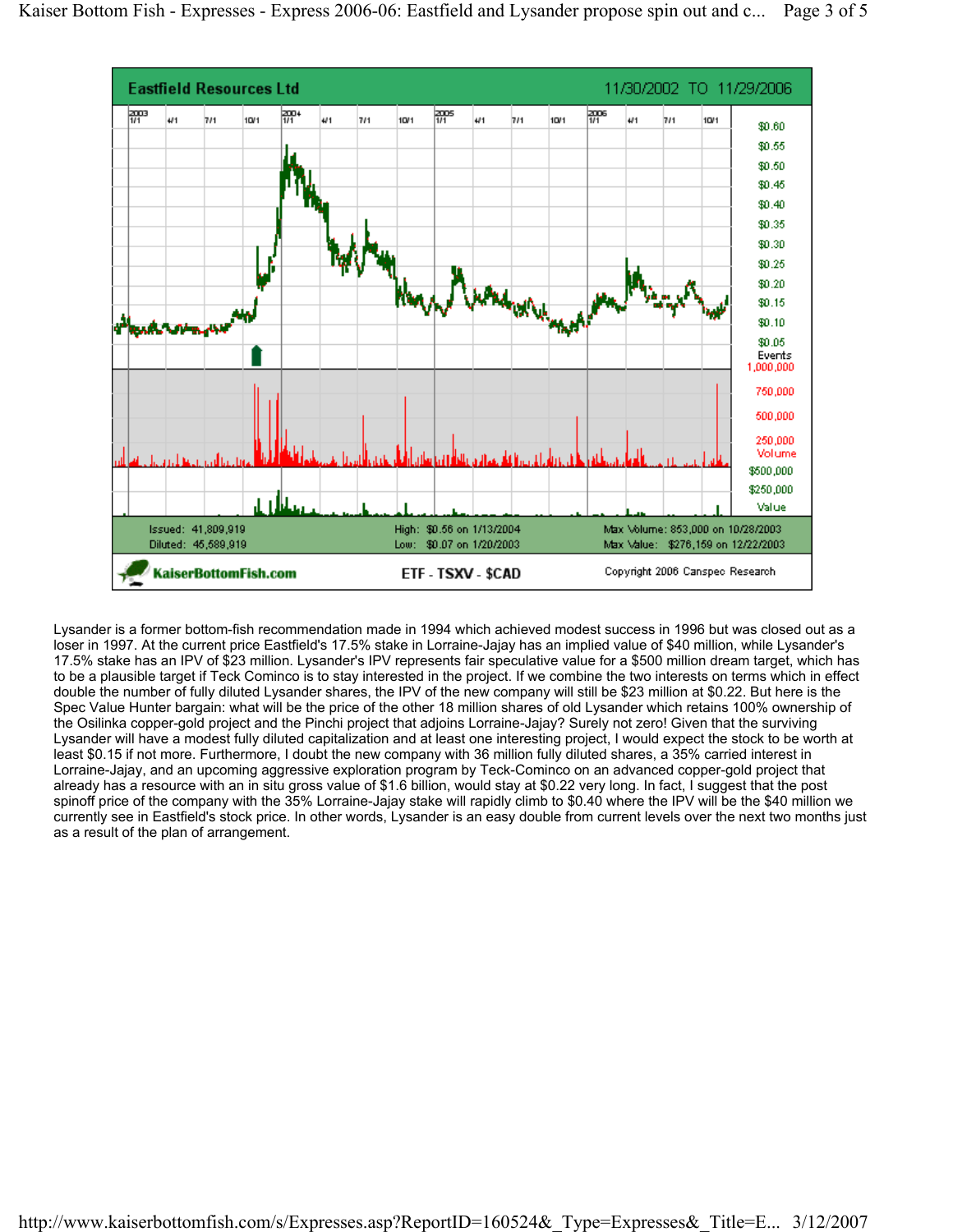**Eastfield Resources Ltd** — 11/30/2002 TO 11/29/2006

Issued: 41,809,919
Diluted: 45,589,919

High: $0.56 on 1/13/2004
Low: $0.07 on 1/20/2003

Max Volume: 853,000 on 10/28/2003
Max Value: $276,159 on 12/22/2003

KaiserBottomFish.com — ETF - TSXV - $CAD — Copyright 2006 Canspec Research

Lysander is a former bottom-fish recommendation made in 1994 which achieved modest success in 1996 but was closed out as a loser in 1997. At the current price Eastfield's 17.5% stake in Lorraine-Jajay has an implied value of $40 million, while Lysander's 17.5% stake has an IPV of $23 million. Lysander's IPV represents fair speculative value for a $500 million dream target, which has to be a plausible target if Teck Cominco is to stay interested in the project. If we combine the two interests on terms which in effect double the number of fully diluted Lysander shares, the IPV of the new company will still be $23 million at $0.22. But here is the Spec Value Hunter bargain: what will be the price of the other 18 million shares of old Lysander which retains 100% ownership of the Osilinka copper-gold project and the Pinchi project that adjoins Lorraine-Jajay? Surely not zero! Given that the surviving Lysander will have a modest fully diluted capitalization and at least one interesting project, I would expect the stock to be worth at least $0.15 if not more. Furthermore, I doubt the new company with 36 million fully diluted shares, a 35% carried interest in Lorraine-Jajay, and an upcoming aggressive exploration program by Teck-Cominco on an advanced copper-gold project that already has a resource with an in situ gross value of $1.6 billion, would stay at $0.22 very long. In fact, I suggest that the post spinoff price of the company with the 35% Lorraine-Jajay stake will rapidly climb to $0.40 where the IPV will be the $40 million we currently see in Eastfield's stock price. In other words, Lysander is an easy double from current levels over the next two months just as a result of the plan of arrangement.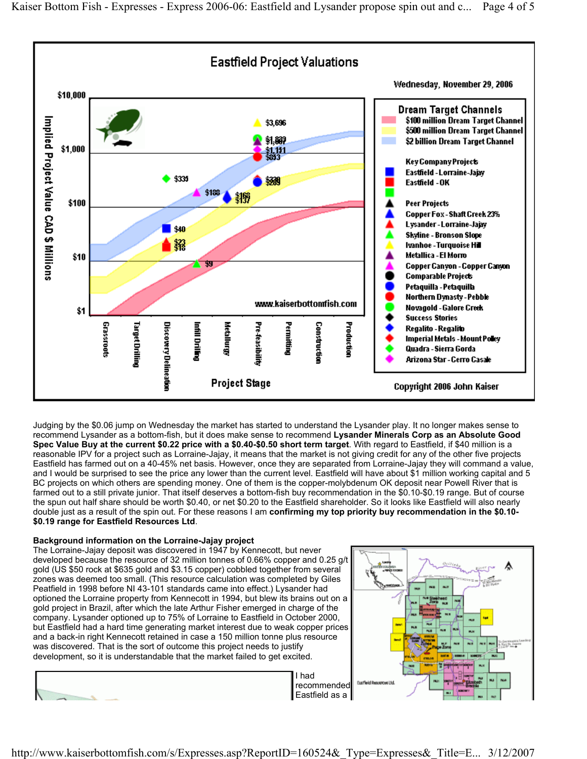Judging by the $0.06 jump on Wednesday the market has started to understand the Lysander play. It no longer makes sense to recommend Lysander as a bottom-fish, but it does make sense to recommend **Lysander Minerals Corp as an Absolute Good Spec Value Buy at the current $0.22 price with a $0.40-$0.50 short term target**. With regard to Eastfield, if $40 million is a reasonable IPV for a project such as Lorraine-Jajay, it means that the market is not giving credit for any of the other five projects Eastfield has farmed out on a 40-45% net basis. However, once they are separated from Lorraine-Jajay they will command a value, and I would be surprised to see the price any lower than the current level. Eastfield will have about $1 million working capital and 5 BC projects on which others are spending money. One of them is the copper-molybdenum OK deposit near Powell River that is farmed out to a still private junior. That itself deserves a bottom-fish buy recommendation in the $0.10-$0.19 range. But of course the spun out half share should be worth $0.40, or net $0.20 to the Eastfield shareholder. So it looks like Eastfield will also nearly double just as a result of the spin out. For these reasons I am **confirming my top priority buy recommendation in the $0.10-$0.19 range for Eastfield Resources Ltd**.

**Background information on the Lorraine-Jajay project**

The Lorraine-Jajay deposit was discovered in 1947 by Kennecott, but never developed because the resource of 32 million tonnes of 0.66% copper and 0.25 g/t gold (US $50 rock at $635 gold and $3.15 copper) cobbled together from several zones was deemed too small. (This resource calculation was completed by Giles Peatfield in 1998 before NI 43-101 standards came into effect.) Lysander had optioned the Lorraine property from Kennecott in 1994, but blew its brains out on a gold project in Brazil, after which the late Arthur Fisher emerged in charge of the company. Lysander optioned up to 75% of Lorraine to Eastfield in October 2000, but Eastfield had a hard time generating market interest due to weak copper prices and a back-in right Kennecott retained in case a 150 million tonne plus resource was discovered. That is the sort of outcome this project needs to justify development, so it is understandable that the market failed to get excited.

I had recommended Eastfield as a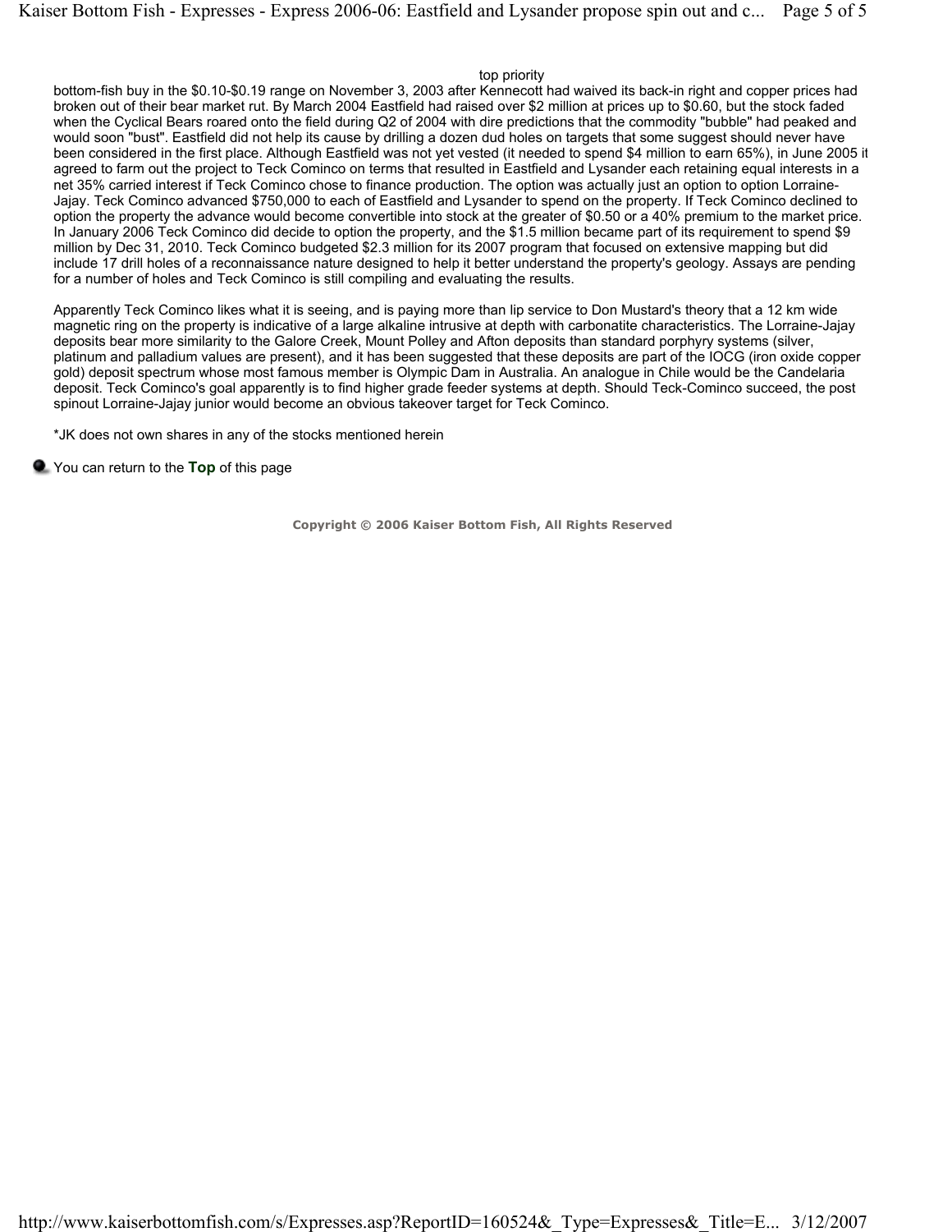top priority

bottom-fish buy in the $0.10-$0.19 range on November 3, 2003 after Kennecott had waived its back-in right and copper prices had broken out of their bear market rut. By March 2004 Eastfield had raised over $2 million at prices up to $0.60, but the stock faded when the Cyclical Bears roared onto the field during Q2 of 2004 with dire predictions that the commodity "bubble" had peaked and would soon "bust". Eastfield did not help its cause by drilling a dozen dud holes on targets that some suggest should never have been considered in the first place. Although Eastfield was not yet vested (it needed to spend $4 million to earn 65%), in June 2005 it agreed to farm out the project to Teck Cominco on terms that resulted in Eastfield and Lysander each retaining equal interests in a net 35% carried interest if Teck Cominco chose to finance production. The option was actually just an option to option Lorraine-Jajay. Teck Cominco advanced $750,000 to each of Eastfield and Lysander to spend on the property. If Teck Cominco declined to option the property the advance would become convertible into stock at the greater of $0.50 or a 40% premium to the market price. In January 2006 Teck Cominco did decide to option the property, and the $1.5 million became part of its requirement to spend $9 million by Dec 31, 2010. Teck Cominco budgeted $2.3 million for its 2007 program that focused on extensive mapping but did include 17 drill holes of a reconnaissance nature designed to help it better understand the property's geology. Assays are pending for a number of holes and Teck Cominco is still compiling and evaluating the results.

Apparently Teck Cominco likes what it is seeing, and is paying more than lip service to Don Mustard's theory that a 12 km wide magnetic ring on the property is indicative of a large alkaline intrusive at depth with carbonatite characteristics. The Lorraine-Jajay deposits bear more similarity to the Galore Creek, Mount Polley and Afton deposits than standard porphyry systems (silver, platinum and palladium values are present), and it has been suggested that these deposits are part of the IOCG (iron oxide copper gold) deposit spectrum whose most famous member is Olympic Dam in Australia. An analogue in Chile would be the Candelaria deposit. Teck Cominco's goal apparently is to find higher grade feeder systems at depth. Should Teck-Cominco succeed, the post spinout Lorraine-Jajay junior would become an obvious takeover target for Teck Cominco.

*JK does not own shares in any of the stocks mentioned herein

You can return to the **Top** of this page

**Copyright © 2006 Kaiser Bottom Fish, All Rights Reserved**